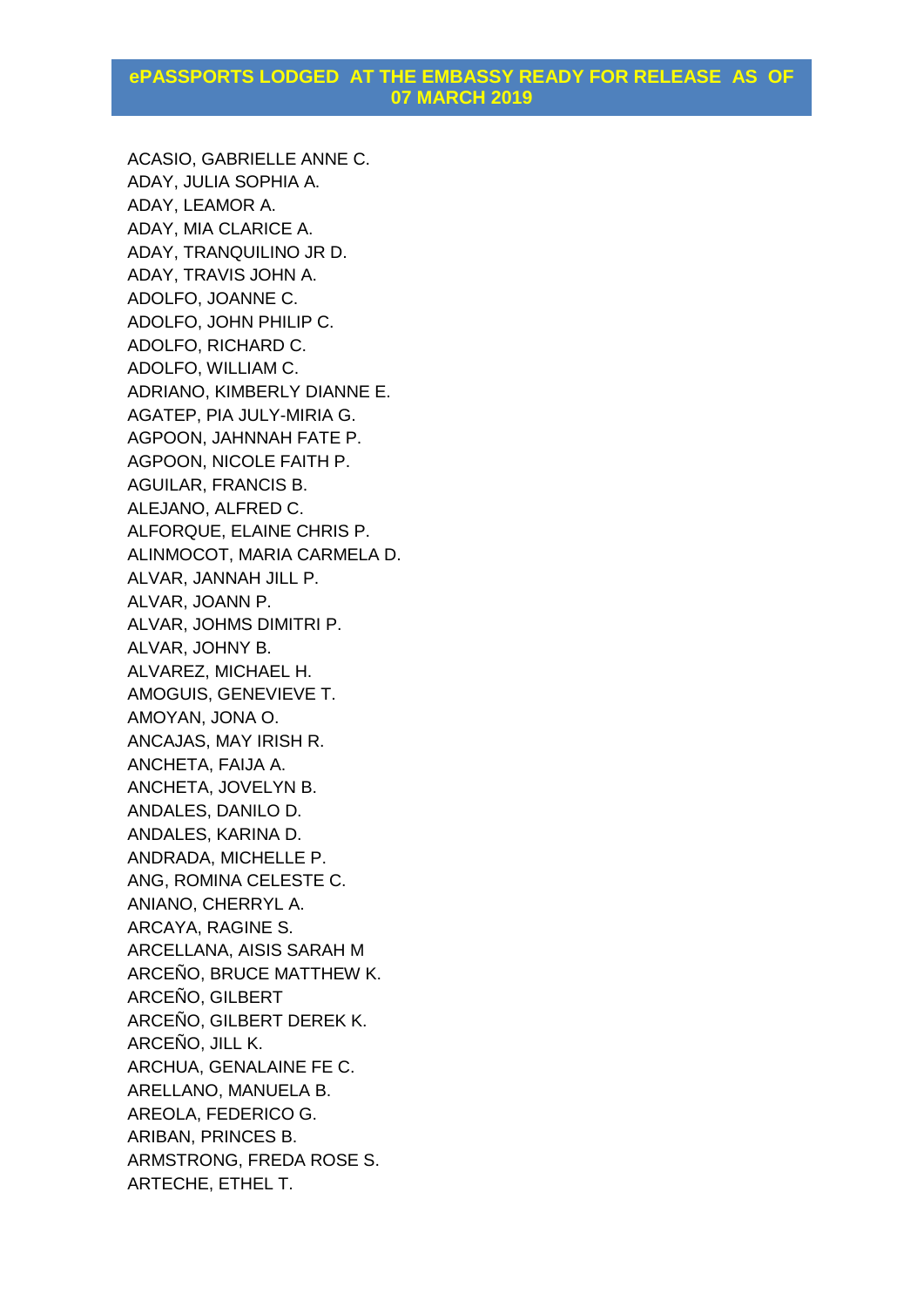# ePASSPORTS LODGED AT THE EMBASSY READY FOR RELEASE AS OF 07 MARCH 2019

ACASIO, GABRIELLE ANNE C.
ADAY, JULIA SOPHIA A.
ADAY, LEAMOR A.
ADAY, MIA CLARICE A.
ADAY, TRANQUILINO JR D.
ADAY, TRAVIS JOHN A.
ADOLFO, JOANNE C.
ADOLFO, JOHN PHILIP C.
ADOLFO, RICHARD C.
ADOLFO, WILLIAM C.
ADRIANO, KIMBERLY DIANNE E.
AGATEP, PIA JULY-MIRIA G.
AGPOON, JAHNNAH FATE P.
AGPOON, NICOLE FAITH P.
AGUILAR, FRANCIS B.
ALEJANO, ALFRED C.
ALFORQUE, ELAINE CHRIS P.
ALINMOCOT, MARIA CARMELA D.
ALVAR, JANNAH JILL P.
ALVAR, JOANN P.
ALVAR, JOHMS DIMITRI P.
ALVAR, JOHNY B.
ALVAREZ, MICHAEL H.
AMOGUIS, GENEVIEVE T.
AMOYAN, JONA O.
ANCAJAS, MAY IRISH R.
ANCHETA, FAIJA A.
ANCHETA, JOVELYN B.
ANDALES, DANILO D.
ANDALES, KARINA D.
ANDRADA, MICHELLE P.
ANG, ROMINA CELESTE C.
ANIANO, CHERRYL A.
ARCAYA, RAGINE S.
ARCELLANA, AISIS SARAH M
ARCEÑO, BRUCE MATTHEW K.
ARCEÑO, GILBERT
ARCEÑO, GILBERT DEREK K.
ARCEÑO, JILL K.
ARCHUA, GENALAINE FE C.
ARELLANO, MANUELA B.
AREOLA, FEDERICO G.
ARIBAN, PRINCES B.
ARMSTRONG, FREDA ROSE S.
ARTECHE, ETHEL T.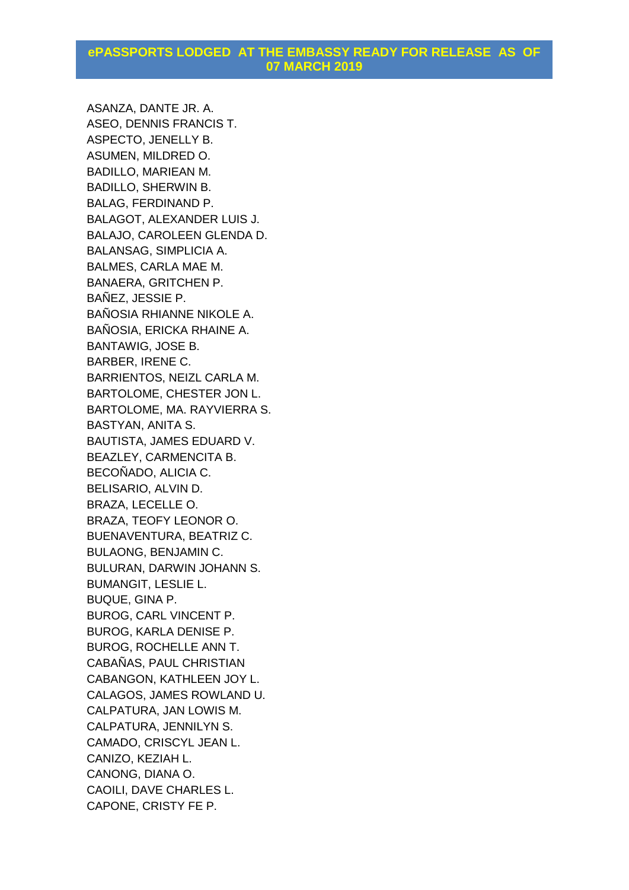## ePASSPORTS LODGED AT THE EMBASSY READY FOR RELEASE AS OF 07 MARCH 2019

ASANZA, DANTE JR. A.
ASEO, DENNIS FRANCIS T.
ASPECTO, JENELLY B.
ASUMEN, MILDRED O.
BADILLO, MARIEAN M.
BADILLO, SHERWIN B.
BALAG, FERDINAND P.
BALAGOT, ALEXANDER LUIS J.
BALAJO, CAROLEEN GLENDA D.
BALANSAG, SIMPLICIA A.
BALMES, CARLA MAE M.
BANAERA, GRITCHEN P.
BAÑEZ, JESSIE P.
BAÑOSIA RHIANNE NIKOLE A.
BAÑOSIA, ERICKA RHAINE A.
BANTAWIG, JOSE B.
BARBER, IRENE C.
BARRIENTOS, NEIZL CARLA M.
BARTOLOME, CHESTER JON L.
BARTOLOME, MA. RAYVIERRA S.
BASTYAN, ANITA S.
BAUTISTA, JAMES EDUARD V.
BEAZLEY, CARMENCITA B.
BECOÑADO, ALICIA C.
BELISARIO, ALVIN D.
BRAZA, LECELLE O.
BRAZA, TEOFY LEONOR O.
BUENAVENTURA, BEATRIZ C.
BULAONG, BENJAMIN C.
BULURAN, DARWIN JOHANN S.
BUMANGIT, LESLIE L.
BUQUE, GINA P.
BUROG, CARL VINCENT P.
BUROG, KARLA DENISE P.
BUROG, ROCHELLE ANN T.
CABAÑAS, PAUL CHRISTIAN
CABANGON, KATHLEEN JOY L.
CALAGOS, JAMES ROWLAND U.
CALPATURA, JAN LOWIS M.
CALPATURA, JENNILYN S.
CAMADO, CRISCYL JEAN L.
CANIZO, KEZIAH L.
CANONG, DIANA O.
CAOILI, DAVE CHARLES L.
CAPONE, CRISTY FE P.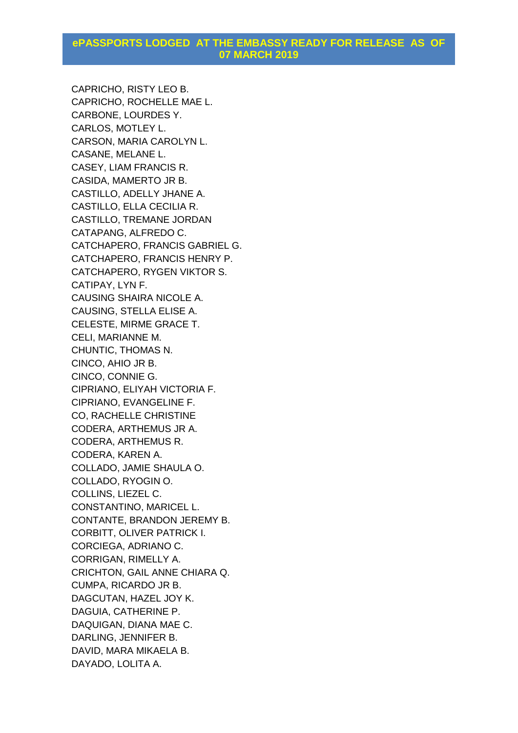# ePASSPORTS LODGED AT THE EMBASSY READY FOR RELEASE AS OF 07 MARCH 2019

CAPRICHO, RISTY LEO B.
CAPRICHO, ROCHELLE MAE L.
CARBONE, LOURDES Y.
CARLOS, MOTLEY L.
CARSON, MARIA CAROLYN L.
CASANE, MELANE L.
CASEY, LIAM FRANCIS R.
CASIDA, MAMERTO JR B.
CASTILLO, ADELLY JHANE A.
CASTILLO, ELLA CECILIA R.
CASTILLO, TREMANE JORDAN
CATAPANG, ALFREDO C.
CATCHAPERO, FRANCIS GABRIEL G.
CATCHAPERO, FRANCIS HENRY P.
CATCHAPERO, RYGEN VIKTOR S.
CATIPAY, LYN F.
CAUSING SHAIRA NICOLE A.
CAUSING, STELLA ELISE A.
CELESTE, MIRME GRACE T.
CELI, MARIANNE M.
CHUNTIC, THOMAS N.
CINCO, AHIO JR B.
CINCO, CONNIE G.
CIPRIANO, ELIYAH VICTORIA F.
CIPRIANO, EVANGELINE F.
CO, RACHELLE CHRISTINE
CODERA, ARTHEMUS JR A.
CODERA, ARTHEMUS R.
CODERA, KAREN A.
COLLADO, JAMIE SHAULA O.
COLLADO, RYOGIN O.
COLLINS, LIEZEL C.
CONSTANTINO, MARICEL L.
CONTANTE, BRANDON JEREMY B.
CORBITT, OLIVER PATRICK I.
CORCIEGA, ADRIANO C.
CORRIGAN, RIMELLY A.
CRICHTON, GAIL ANNE CHIARA Q.
CUMPA, RICARDO JR B.
DAGCUTAN, HAZEL JOY K.
DAGUIA, CATHERINE P.
DAQUIGAN, DIANA MAE C.
DARLING, JENNIFER B.
DAVID, MARA MIKAELA B.
DAYADO, LOLITA A.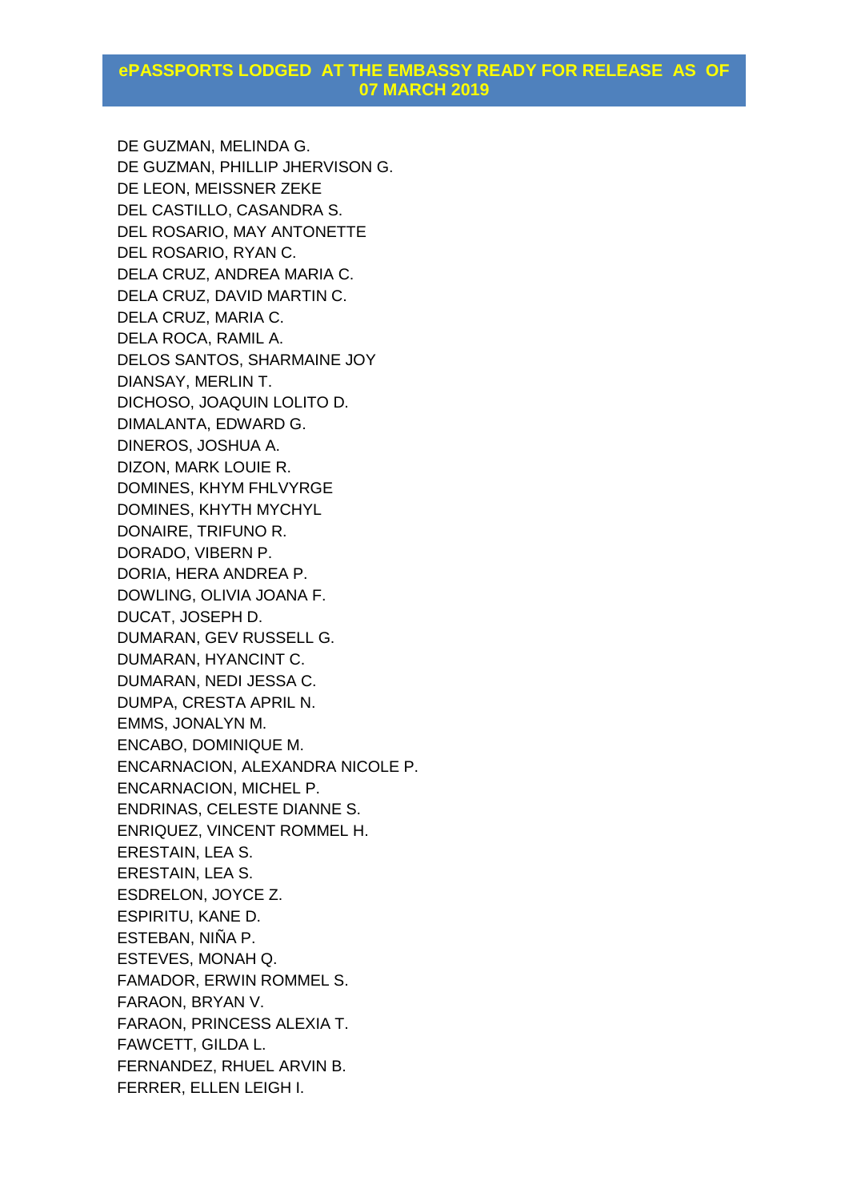# ePASSPORTS LODGED AT THE EMBASSY READY FOR RELEASE AS OF 07 MARCH 2019

DE GUZMAN, MELINDA G.
DE GUZMAN, PHILLIP JHERVISON G.
DE LEON, MEISSNER ZEKE
DEL CASTILLO, CASANDRA S.
DEL ROSARIO, MAY ANTONETTE
DEL ROSARIO, RYAN C.
DELA CRUZ, ANDREA MARIA C.
DELA CRUZ, DAVID MARTIN C.
DELA CRUZ, MARIA C.
DELA ROCA, RAMIL A.
DELOS SANTOS, SHARMAINE JOY
DIANSAY, MERLIN T.
DICHOSO, JOAQUIN LOLITO D.
DIMALANTA, EDWARD G.
DINEROS, JOSHUA A.
DIZON, MARK LOUIE R.
DOMINES, KHYM FHLVYRGE
DOMINES, KHYTH MYCHYL
DONAIRE, TRIFUNO R.
DORADO, VIBERN P.
DORIA, HERA ANDREA P.
DOWLING, OLIVIA JOANA F.
DUCAT, JOSEPH D.
DUMARAN, GEV RUSSELL G.
DUMARAN, HYANCINT C.
DUMARAN, NEDI JESSA C.
DUMPA, CRESTA APRIL N.
EMMS, JONALYN M.
ENCABO, DOMINIQUE M.
ENCARNACION, ALEXANDRA NICOLE P.
ENCARNACION, MICHEL P.
ENDRINAS, CELESTE DIANNE S.
ENRIQUEZ, VINCENT ROMMEL H.
ERESTAIN, LEA S.
ERESTAIN, LEA S.
ESDRELON, JOYCE Z.
ESPIRITU, KANE D.
ESTEBAN, NIÑA P.
ESTEVES, MONAH Q.
FAMADOR, ERWIN ROMMEL S.
FARAON, BRYAN V.
FARAON, PRINCESS ALEXIA T.
FAWCETT, GILDA L.
FERNANDEZ, RHUEL ARVIN B.
FERRER, ELLEN LEIGH I.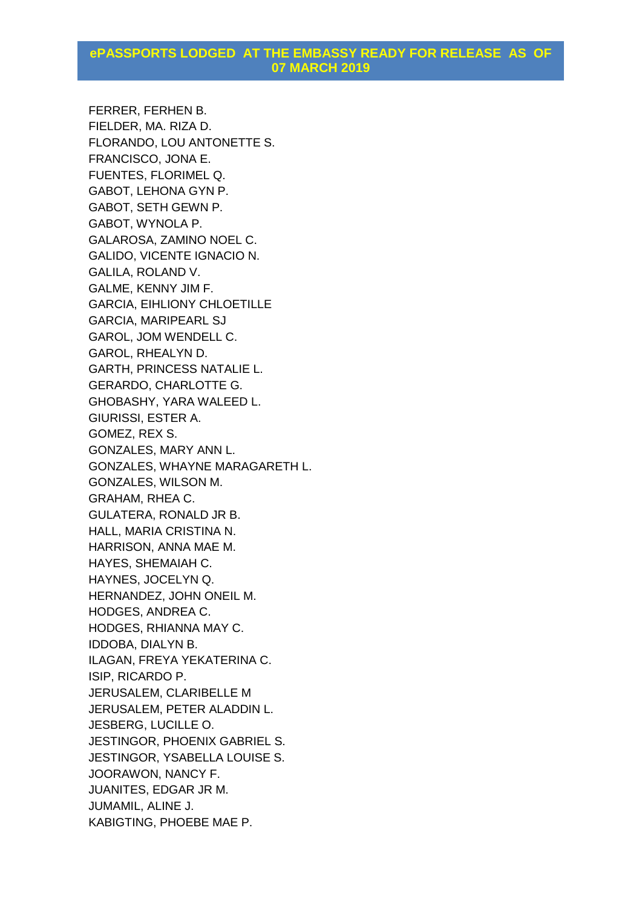## ePASSPORTS LODGED AT THE EMBASSY READY FOR RELEASE AS OF 07 MARCH 2019

FERRER, FERHEN B.
FIELDER, MA. RIZA D.
FLORANDO, LOU ANTONETTE S.
FRANCISCO, JONA E.
FUENTES, FLORIMEL Q.
GABOT, LEHONA GYN P.
GABOT, SETH GEWN P.
GABOT, WYNOLA P.
GALAROSA, ZAMINO NOEL C.
GALIDO, VICENTE IGNACIO N.
GALILA, ROLAND V.
GALME, KENNY JIM F.
GARCIA, EIHLIONY CHLOETILLE
GARCIA, MARIPEARL SJ
GAROL, JOM WENDELL C.
GAROL, RHEALYN D.
GARTH, PRINCESS NATALIE L.
GERARDO, CHARLOTTE G.
GHOBASHY, YARA WALEED L.
GIURISSI, ESTER A.
GOMEZ, REX S.
GONZALES, MARY ANN L.
GONZALES, WHAYNE MARAGARETH L.
GONZALES, WILSON M.
GRAHAM, RHEA C.
GULATERA, RONALD JR B.
HALL, MARIA CRISTINA N.
HARRISON, ANNA MAE M.
HAYES, SHEMAIAH C.
HAYNES, JOCELYN Q.
HERNANDEZ, JOHN ONEIL M.
HODGES, ANDREA C.
HODGES, RHIANNA MAY C.
IDDOBA, DIALYN B.
ILAGAN, FREYA YEKATERINA C.
ISIP, RICARDO P.
JERUSALEM, CLARIBELLE M
JERUSALEM, PETER ALADDIN L.
JESBERG, LUCILLE O.
JESTINGOR, PHOENIX GABRIEL S.
JESTINGOR, YSABELLA LOUISE S.
JOORAWON, NANCY F.
JUANITES, EDGAR JR M.
JUMAMIL, ALINE J.
KABIGTING, PHOEBE MAE P.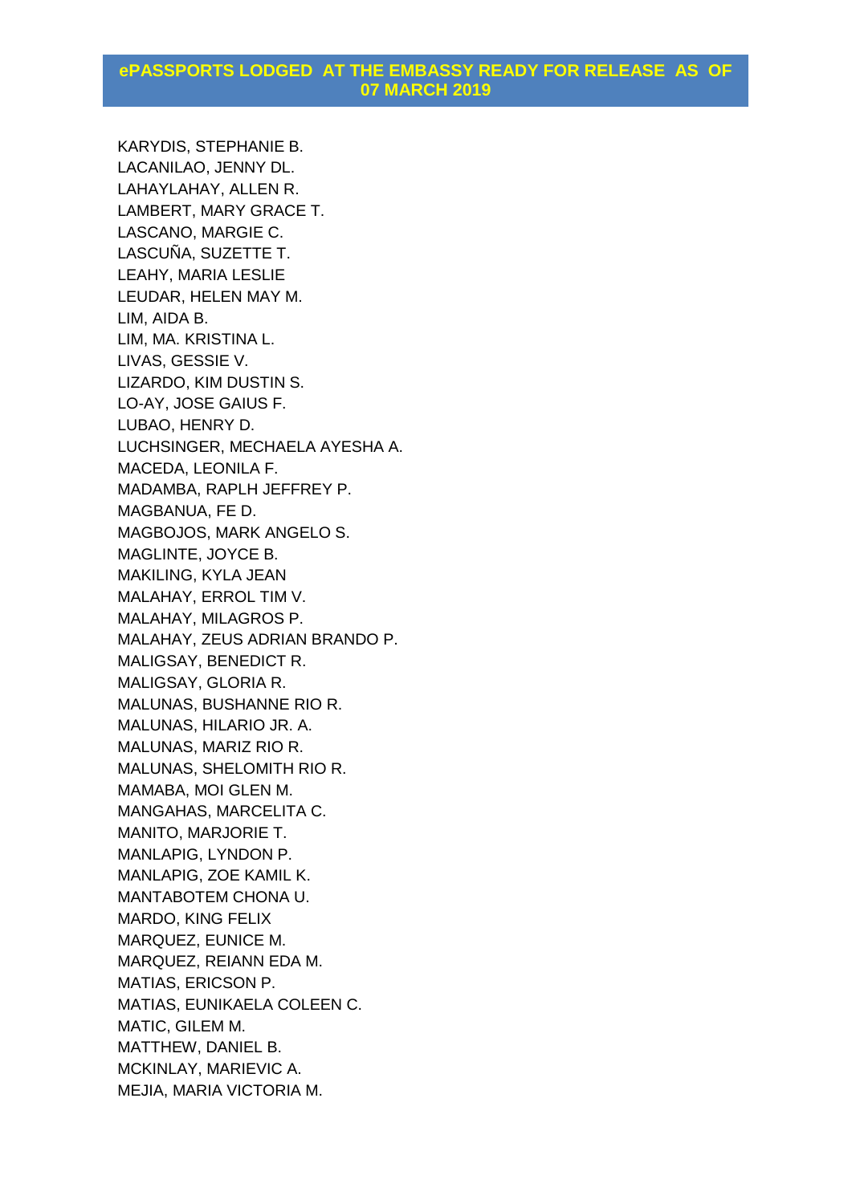## ePASSPORTS LODGED AT THE EMBASSY READY FOR RELEASE AS OF 07 MARCH 2019

KARYDIS, STEPHANIE B.
LACANILAO, JENNY DL.
LAHAYLAHAY, ALLEN R.
LAMBERT, MARY GRACE T.
LASCANO, MARGIE C.
LASCUÑA, SUZETTE T.
LEAHY, MARIA LESLIE
LEUDAR, HELEN MAY M.
LIM, AIDA B.
LIM, MA. KRISTINA L.
LIVAS, GESSIE V.
LIZARDO, KIM DUSTIN S.
LO-AY, JOSE GAIUS F.
LUBAO, HENRY D.
LUCHSINGER, MECHAELA AYESHA A.
MACEDA, LEONILA F.
MADAMBA, RAPLH JEFFREY P.
MAGBANUA, FE D.
MAGBOJOS, MARK ANGELO S.
MAGLINTE, JOYCE B.
MAKILING, KYLA JEAN
MALAHAY, ERROL TIM V.
MALAHAY, MILAGROS P.
MALAHAY, ZEUS ADRIAN BRANDO P.
MALIGSAY, BENEDICT R.
MALIGSAY, GLORIA R.
MALUNAS, BUSHANNE RIO R.
MALUNAS, HILARIO JR. A.
MALUNAS, MARIZ RIO R.
MALUNAS, SHELOMITH RIO R.
MAMABA, MOI GLEN M.
MANGAHAS, MARCELITA C.
MANITO, MARJORIE T.
MANLAPIG, LYNDON P.
MANLAPIG, ZOE KAMIL K.
MANTABOTEM CHONA U.
MARDO, KING FELIX
MARQUEZ, EUNICE M.
MARQUEZ, REIANN EDA M.
MATIAS, ERICSON P.
MATIAS, EUNIKAELA COLEEN C.
MATIC, GILEM M.
MATTHEW, DANIEL B.
MCKINLAY, MARIEVIC A.
MEJIA, MARIA VICTORIA M.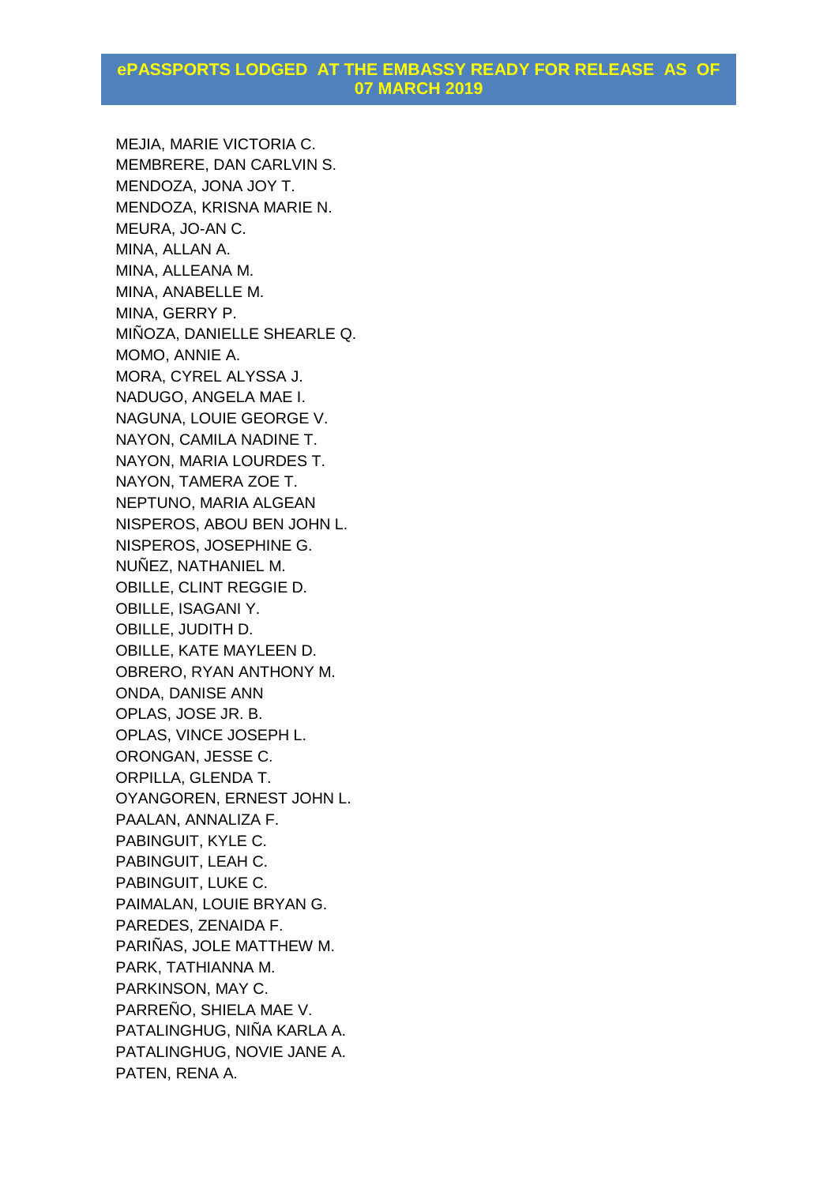## ePASSPORTS LODGED AT THE EMBASSY READY FOR RELEASE AS OF 07 MARCH 2019

MEJIA, MARIE VICTORIA C.
MEMBRERE, DAN CARLVIN S.
MENDOZA, JONA JOY T.
MENDOZA, KRISNA MARIE N.
MEURA, JO-AN C.
MINA, ALLAN A.
MINA, ALLEANA M.
MINA, ANABELLE M.
MINA, GERRY P.
MIÑOZA, DANIELLE SHEARLE Q.
MOMO, ANNIE A.
MORA, CYREL ALYSSA J.
NADUGO, ANGELA MAE I.
NAGUNA, LOUIE GEORGE V.
NAYON, CAMILA NADINE T.
NAYON, MARIA LOURDES T.
NAYON, TAMERA ZOE T.
NEPTUNO, MARIA ALGEAN
NISPEROS, ABOU BEN JOHN L.
NISPEROS, JOSEPHINE G.
NUÑEZ, NATHANIEL M.
OBILLE, CLINT REGGIE D.
OBILLE, ISAGANI Y.
OBILLE, JUDITH D.
OBILLE, KATE MAYLEEN D.
OBRERO, RYAN ANTHONY M.
ONDA, DANISE ANN
OPLAS, JOSE JR. B.
OPLAS, VINCE JOSEPH L.
ORONGAN, JESSE C.
ORPILLA, GLENDA T.
OYANGOREN, ERNEST JOHN L.
PAALAN, ANNALIZA F.
PABINGUIT, KYLE C.
PABINGUIT, LEAH C.
PABINGUIT, LUKE C.
PAIMALAN, LOUIE BRYAN G.
PAREDES, ZENAIDA F.
PARIÑAS, JOLE MATTHEW M.
PARK, TATHIANNA M.
PARKINSON, MAY C.
PARREÑO, SHIELA MAE V.
PATALINGHUG, NIÑA KARLA A.
PATALINGHUG, NOVIE JANE A.
PATEN, RENA A.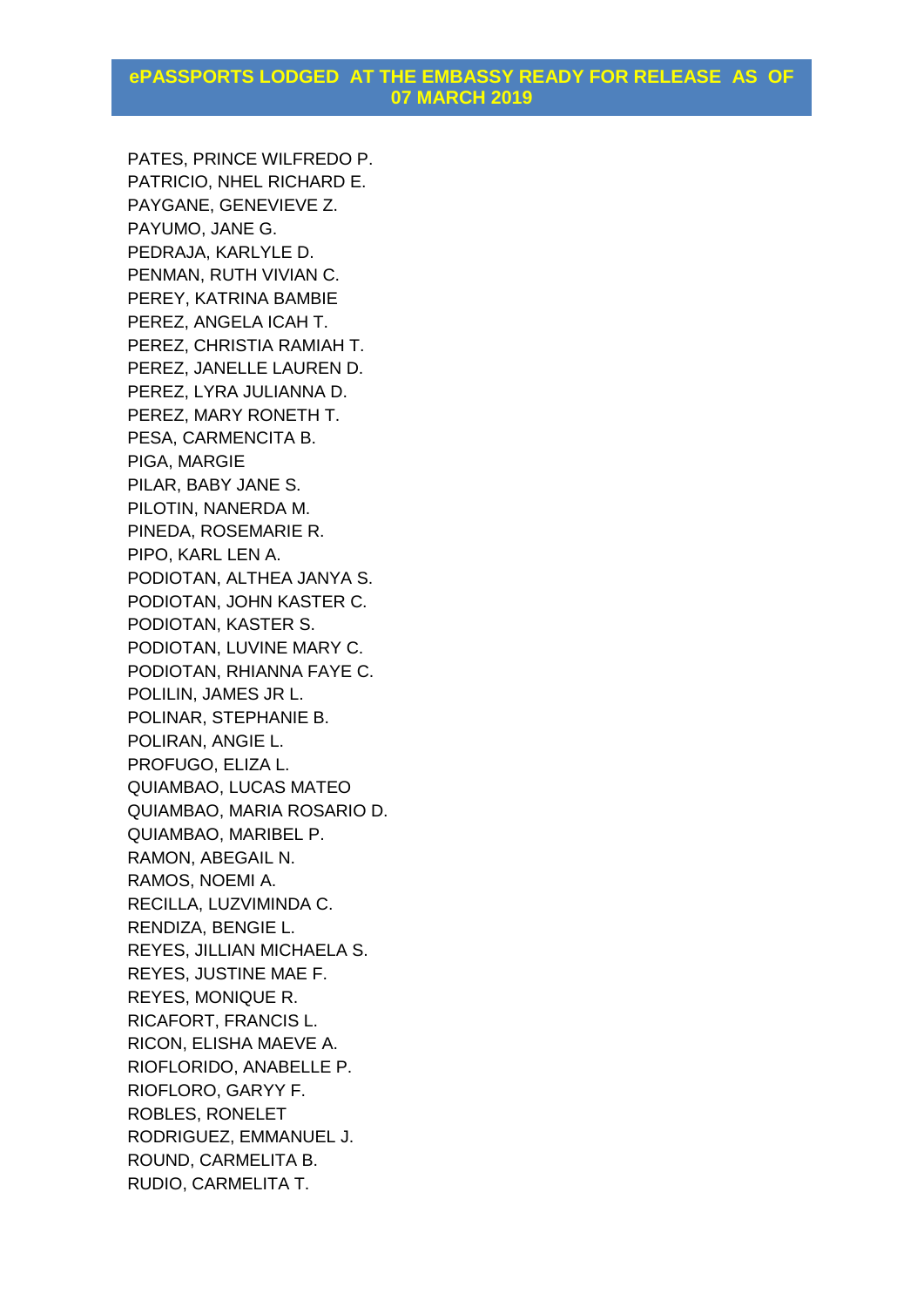## ePASSPORTS LODGED AT THE EMBASSY READY FOR RELEASE AS OF 07 MARCH 2019

PATES, PRINCE WILFREDO P.
PATRICIO, NHEL RICHARD E.
PAYGANE, GENEVIEVE Z.
PAYUMO, JANE G.
PEDRAJA, KARLYLE D.
PENMAN, RUTH VIVIAN C.
PEREY, KATRINA BAMBIE
PEREZ, ANGELA ICAH T.
PEREZ, CHRISTIA RAMIAH T.
PEREZ, JANELLE LAUREN D.
PEREZ, LYRA JULIANNA D.
PEREZ, MARY RONETH T.
PESA, CARMENCITA B.
PIGA, MARGIE
PILAR, BABY JANE S.
PILOTIN, NANERDA M.
PINEDA, ROSEMARIE R.
PIPO, KARL LEN A.
PODIOTAN, ALTHEA JANYA S.
PODIOTAN, JOHN KASTER C.
PODIOTAN, KASTER S.
PODIOTAN, LUVINE MARY C.
PODIOTAN, RHIANNA FAYE C.
POLILIN, JAMES JR L.
POLINAR, STEPHANIE B.
POLIRAN, ANGIE L.
PROFUGO, ELIZA L.
QUIAMBAO, LUCAS MATEO
QUIAMBAO, MARIA ROSARIO D.
QUIAMBAO, MARIBEL P.
RAMON, ABEGAIL N.
RAMOS, NOEMI A.
RECILLA, LUZVIMINDA C.
RENDIZA, BENGIE L.
REYES, JILLIAN MICHAELA S.
REYES, JUSTINE MAE F.
REYES, MONIQUE R.
RICAFORT, FRANCIS L.
RICON, ELISHA MAEVE A.
RIOFLORIDO, ANABELLE P.
RIOFLORO, GARYY F.
ROBLES, RONELET
RODRIGUEZ, EMMANUEL J.
ROUND, CARMELITA B.
RUDIO, CARMELITA T.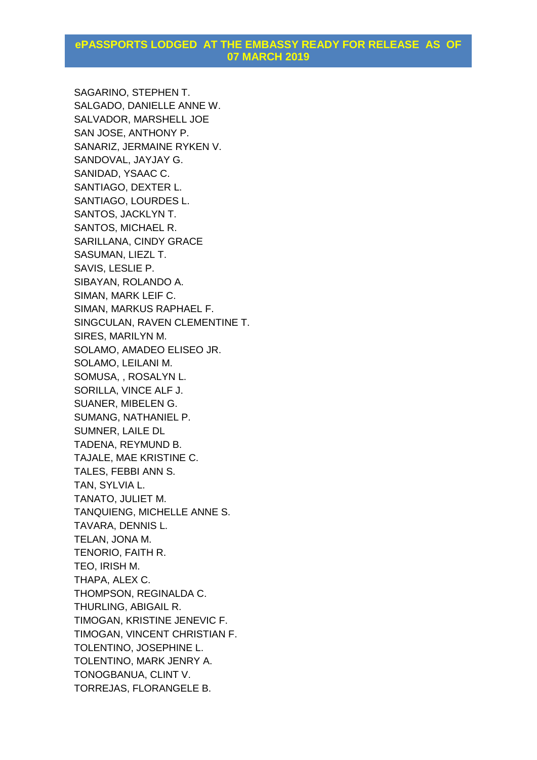# ePASSPORTS LODGED AT THE EMBASSY READY FOR RELEASE AS OF 07 MARCH 2019

SAGARINO, STEPHEN T.
SALGADO, DANIELLE ANNE W.
SALVADOR, MARSHELL JOE
SAN JOSE, ANTHONY P.
SANARIZ, JERMAINE RYKEN V.
SANDOVAL, JAYJAY G.
SANIDAD, YSAAC C.
SANTIAGO, DEXTER L.
SANTIAGO, LOURDES L.
SANTOS, JACKLYN T.
SANTOS, MICHAEL R.
SARILLANA, CINDY GRACE
SASUMAN, LIEZL T.
SAVIS, LESLIE P.
SIBAYAN, ROLANDO A.
SIMAN, MARK LEIF C.
SIMAN, MARKUS RAPHAEL F.
SINGCULAN, RAVEN CLEMENTINE T.
SIRES, MARILYN M.
SOLAMO, AMADEO ELISEO JR.
SOLAMO, LEILANI M.
SOMUSA, , ROSALYN L.
SORILLA, VINCE ALF J.
SUANER, MIBELEN G.
SUMANG, NATHANIEL P.
SUMNER, LAILE DL
TADENA, REYMUND B.
TAJALE, MAE KRISTINE C.
TALES, FEBBI ANN S.
TAN, SYLVIA L.
TANATO, JULIET M.
TANQUIENG, MICHELLE ANNE S.
TAVARA, DENNIS L.
TELAN, JONA M.
TENORIO, FAITH R.
TEO, IRISH M.
THAPA, ALEX C.
THOMPSON, REGINALDA C.
THURLING, ABIGAIL R.
TIMOGAN, KRISTINE JENEVIC F.
TIMOGAN, VINCENT CHRISTIAN F.
TOLENTINO, JOSEPHINE L.
TOLENTINO, MARK JENRY A.
TONOGBANUA, CLINT V.
TORREJAS, FLORANGELE B.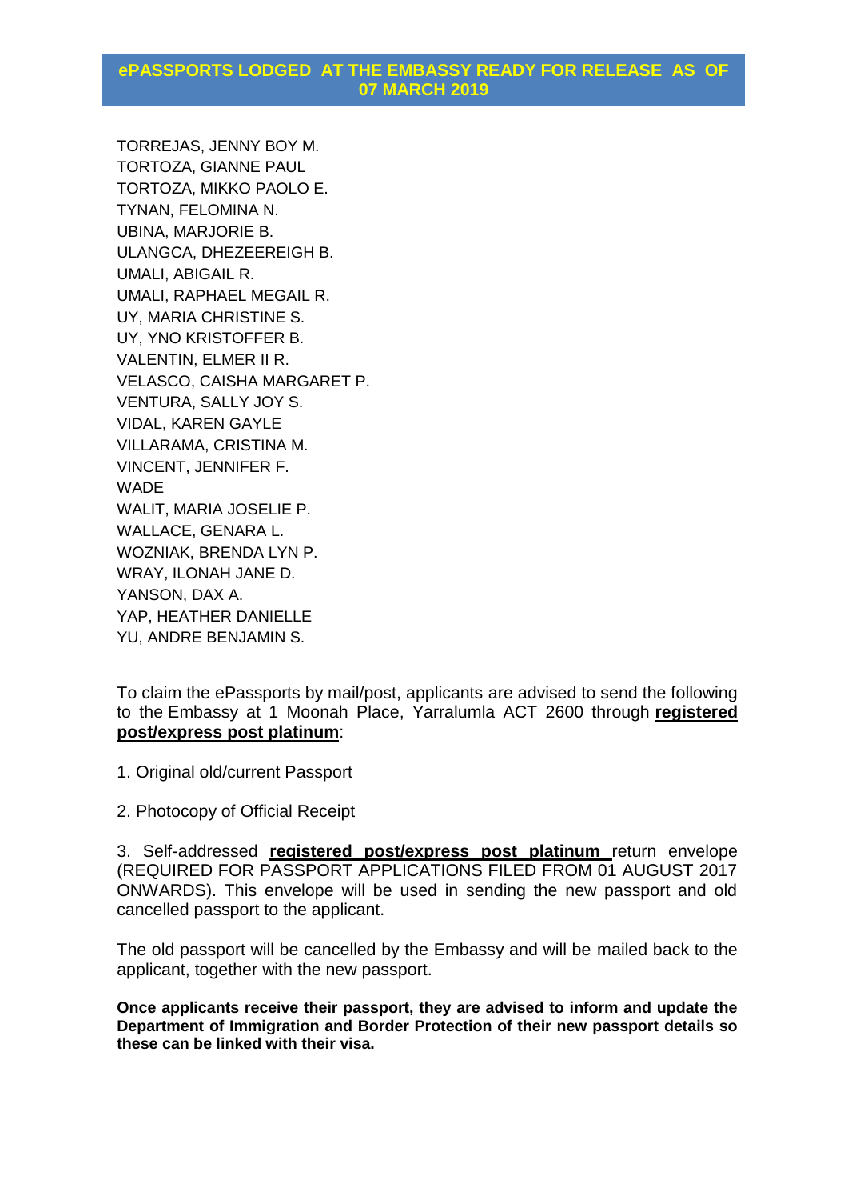## ePASSPORTS LODGED AT THE EMBASSY READY FOR RELEASE AS OF 07 MARCH 2019

TORREJAS, JENNY BOY M.
TORTOZA, GIANNE PAUL
TORTOZA, MIKKO PAOLO E.
TYNAN, FELOMINA N.
UBINA, MARJORIE B.
ULANGCA, DHEZEEREIGH B.
UMALI, ABIGAIL R.
UMALI, RAPHAEL MEGAIL R.
UY, MARIA CHRISTINE S.
UY, YNO KRISTOFFER B.
VALENTIN, ELMER II R.
VELASCO, CAISHA MARGARET P.
VENTURA, SALLY JOY S.
VIDAL, KAREN GAYLE
VILLARAMA, CRISTINA M.
VINCENT, JENNIFER F.
WADE
WALIT, MARIA JOSELIE P.
WALLACE, GENARA L.
WOZNIAK, BRENDA LYN P.
WRAY, ILONAH JANE D.
YANSON, DAX A.
YAP, HEATHER DANIELLE
YU, ANDRE BENJAMIN S.

To claim the ePassports by mail/post, applicants are advised to send the following to the Embassy at 1 Moonah Place, Yarralumla ACT 2600 through **registered post/express post platinum**:

1. Original old/current Passport

2. Photocopy of Official Receipt

3. Self-addressed **registered post/express post platinum** return envelope (REQUIRED FOR PASSPORT APPLICATIONS FILED FROM 01 AUGUST 2017 ONWARDS). This envelope will be used in sending the new passport and old cancelled passport to the applicant.

The old passport will be cancelled by the Embassy and will be mailed back to the applicant, together with the new passport.

**Once applicants receive their passport, they are advised to inform and update the Department of Immigration and Border Protection of their new passport details so these can be linked with their visa.**